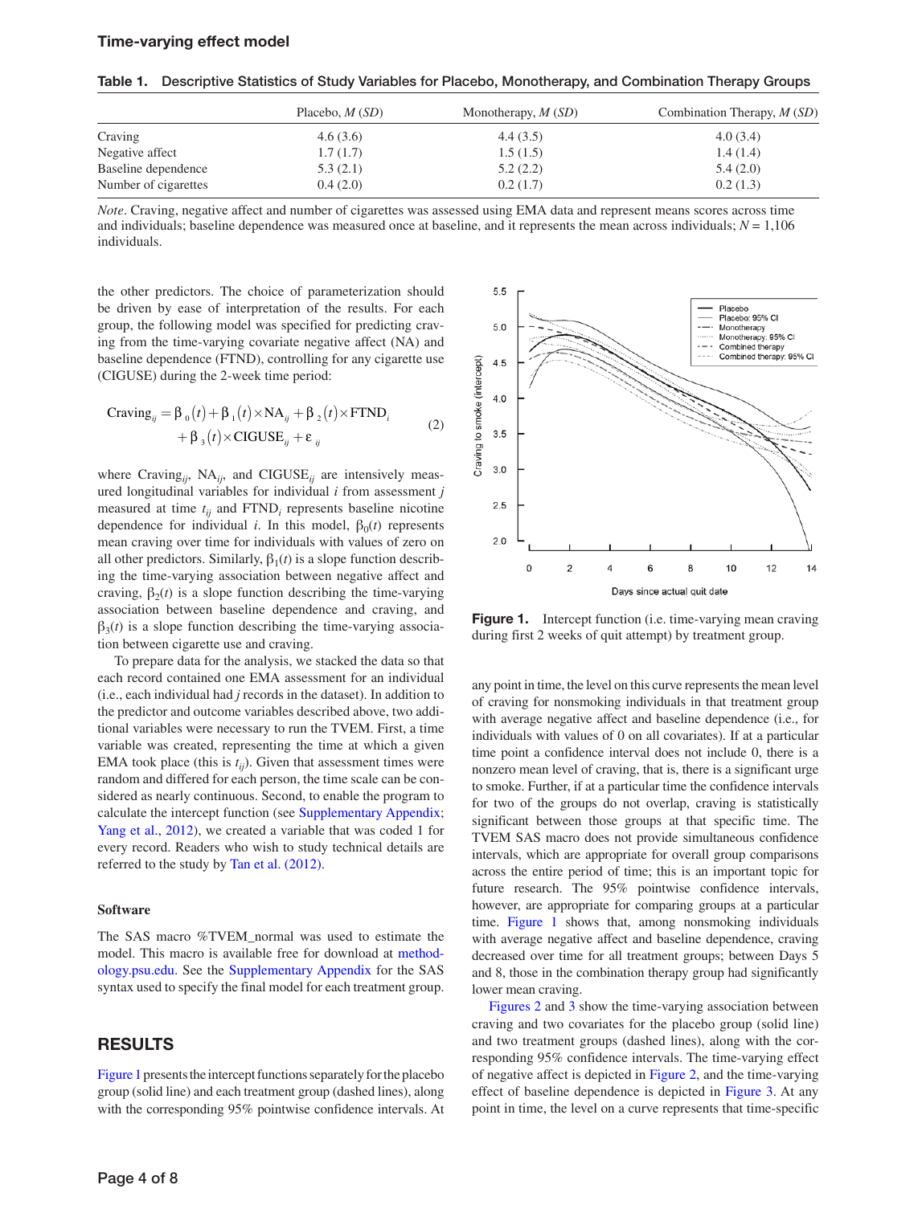**Table 1.** Descriptive Statistics of Study Variables for Placebo, Monotherapy, and Combination Therapy Groups

| | Placebo, *M* (*SD*) | Monotherapy, *M* (*SD*) | Combination Therapy, *M* (*SD*) |
|---|---|---|---|
| Craving | 4.6 (3.6) | 4.4 (3.5) | 4.0 (3.4) |
| Negative affect | 1.7 (1.7) | 1.5 (1.5) | 1.4 (1.4) |
| Baseline dependence | 5.3 (2.1) | 5.2 (2.2) | 5.4 (2.0) |
| Number of cigarettes | 0.4 (2.0) | 0.2 (1.7) | 0.2 (1.3) |

*Note*. Craving, negative affect and number of cigarettes was assessed using EMA data and represent means scores across time and individuals; baseline dependence was measured once at baseline, and it represents the mean across individuals; $N$ = 1,106 individuals.

the other predictors. The choice of parameterization should be driven by ease of interpretation of the results. For each group, the following model was specified for predicting craving from the time-varying covariate negative affect (NA) and baseline dependence (FTND), controlling for any cigarette use (CIGUSE) during the 2-week time period:

$$\text{Craving}_{ij} = \beta_0(t) + \beta_1(t) \times \text{NA}_{ij} + \beta_2(t) \times \text{FTND}_i + \beta_3(t) \times \text{CIGUSE}_{ij} + \varepsilon_{ij} \tag{2}$$

where $\text{Craving}_{ij}$, $\text{NA}_{ij}$, and $\text{CIGUSE}_{ij}$ are intensively measured longitudinal variables for individual $i$ from assessment $j$ measured at time $t_{ij}$ and $\text{FTND}_i$ represents baseline nicotine dependence for individual $i$. In this model, $\beta_0(t)$ represents mean craving over time for individuals with values of zero on all other predictors. Similarly, $\beta_1(t)$ is a slope function describing the time-varying association between negative affect and craving, $\beta_2(t)$ is a slope function describing the time-varying association between baseline dependence and craving, and $\beta_3(t)$ is a slope function describing the time-varying association between cigarette use and craving.

To prepare data for the analysis, we stacked the data so that each record contained one EMA assessment for an individual (i.e., each individual had $j$ records in the dataset). In addition to the predictor and outcome variables described above, two additional variables were necessary to run the TVEM. First, a time variable was created, representing the time at which a given EMA took place (this is $t_{ij}$). Given that assessment times were random and differed for each person, the time scale can be considered as nearly continuous. Second, to enable the program to calculate the intercept function (see Supplementary Appendix; Yang et al., 2012), we created a variable that was coded 1 for every record. Readers who wish to study technical details are referred to the study by Tan et al. (2012).

### Software

The SAS macro %TVEM_normal was used to estimate the model. This macro is available free for download at methodology.psu.edu. See the Supplementary Appendix for the SAS syntax used to specify the final model for each treatment group.

## RESULTS

Figure 1 presents the intercept functions separately for the placebo group (solid line) and each treatment group (dashed lines), along with the corresponding 95% pointwise confidence intervals. At any point in time, the level on this curve represents the mean level of craving for nonsmoking individuals in that treatment group with average negative affect and baseline dependence (i.e., for individuals with values of 0 on all covariates). If at a particular time point a confidence interval does not include 0, there is a nonzero mean level of craving, that is, there is a significant urge to smoke. Further, if at a particular time the confidence intervals for two of the groups do not overlap, craving is statistically significant between those groups at that specific time. The TVEM SAS macro does not provide simultaneous confidence intervals, which are appropriate for overall group comparisons across the entire period of time; this is an important topic for future research. The 95% pointwise confidence intervals, however, are appropriate for comparing groups at a particular time. Figure 1 shows that, among nonsmoking individuals with average negative affect and baseline dependence, craving decreased over time for all treatment groups; between Days 5 and 8, those in the combination therapy group had significantly lower mean craving.

**Figure 1.** Intercept function (i.e. time-varying mean craving during first 2 weeks of quit attempt) by treatment group.

Figures 2 and 3 show the time-varying association between craving and two covariates for the placebo group (solid line) and two treatment groups (dashed lines), along with the corresponding 95% confidence intervals. The time-varying effect of negative affect is depicted in Figure 2, and the time-varying effect of baseline dependence is depicted in Figure 3. At any point in time, the level on a curve represents that time-specific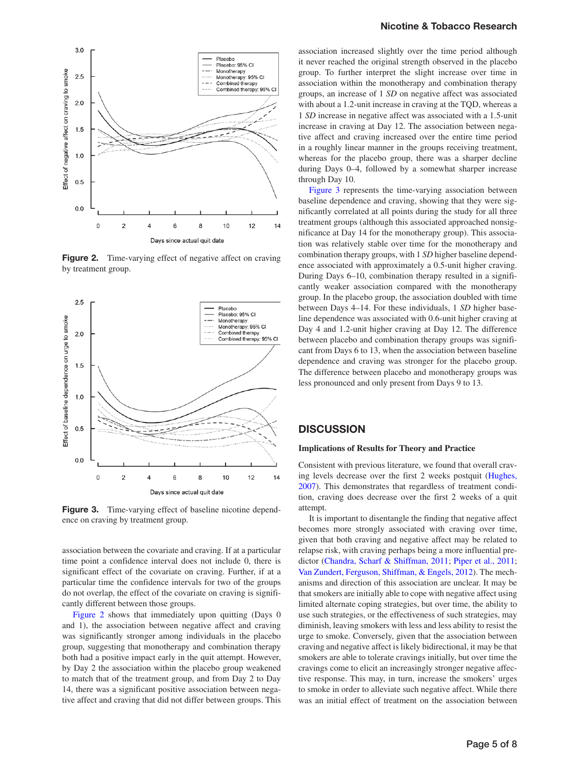Figure 2. Time-varying effect of negative affect on craving by treatment group.

Figure 3. Time-varying effect of baseline nicotine dependence on craving by treatment group.

association between the covariate and craving. If at a particular time point a confidence interval does not include 0, there is significant effect of the covariate on craving. Further, if at a particular time the confidence intervals for two of the groups do not overlap, the effect of the covariate on craving is significantly different between those groups.

Figure 2 shows that immediately upon quitting (Days 0 and 1), the association between negative affect and craving was significantly stronger among individuals in the placebo group, suggesting that monotherapy and combination therapy both had a positive impact early in the quit attempt. However, by Day 2 the association within the placebo group weakened to match that of the treatment group, and from Day 2 to Day 14, there was a significant positive association between negative affect and craving that did not differ between groups. This association increased slightly over the time period although it never reached the original strength observed in the placebo group. To further interpret the slight increase over time in association within the monotherapy and combination therapy groups, an increase of 1 *SD* on negative affect was associated with about a 1.2-unit increase in craving at the TQD, whereas a 1 *SD* increase in negative affect was associated with a 1.5-unit increase in craving at Day 12. The association between negative affect and craving increased over the entire time period in a roughly linear manner in the groups receiving treatment, whereas for the placebo group, there was a sharper decline during Days 0–4, followed by a somewhat sharper increase through Day 10.

Figure 3 represents the time-varying association between baseline dependence and craving, showing that they were significantly correlated at all points during the study for all three treatment groups (although this associated approached nonsignificance at Day 14 for the monotherapy group). This association was relatively stable over time for the monotherapy and combination therapy groups, with 1 *SD* higher baseline dependence associated with approximately a 0.5-unit higher craving. During Days 6–10, combination therapy resulted in a significantly weaker association compared with the monotherapy group. In the placebo group, the association doubled with time between Days 4–14. For these individuals, 1 *SD* higher baseline dependence was associated with 0.6-unit higher craving at Day 4 and 1.2-unit higher craving at Day 12. The difference between placebo and combination therapy groups was significant from Days 6 to 13, when the association between baseline dependence and craving was stronger for the placebo group. The difference between placebo and monotherapy groups was less pronounced and only present from Days 9 to 13.

## DISCUSSION

### Implications of Results for Theory and Practice

Consistent with previous literature, we found that overall craving levels decrease over the first 2 weeks postquit (Hughes, 2007). This demonstrates that regardless of treatment condition, craving does decrease over the first 2 weeks of a quit attempt.

It is important to disentangle the finding that negative affect becomes more strongly associated with craving over time, given that both craving and negative affect may be related to relapse risk, with craving perhaps being a more influential predictor (Chandra, Scharf & Shiffman, 2011; Piper et al., 2011; Van Zundert, Ferguson, Shiffman, & Engels, 2012). The mechanisms and direction of this association are unclear. It may be that smokers are initially able to cope with negative affect using limited alternate coping strategies, but over time, the ability to use such strategies, or the effectiveness of such strategies, may diminish, leaving smokers with less and less ability to resist the urge to smoke. Conversely, given that the association between craving and negative affect is likely bidirectional, it may be that smokers are able to tolerate cravings initially, but over time the cravings come to elicit an increasingly stronger negative affective response. This may, in turn, increase the smokers' urges to smoke in order to alleviate such negative affect. While there was an initial effect of treatment on the association between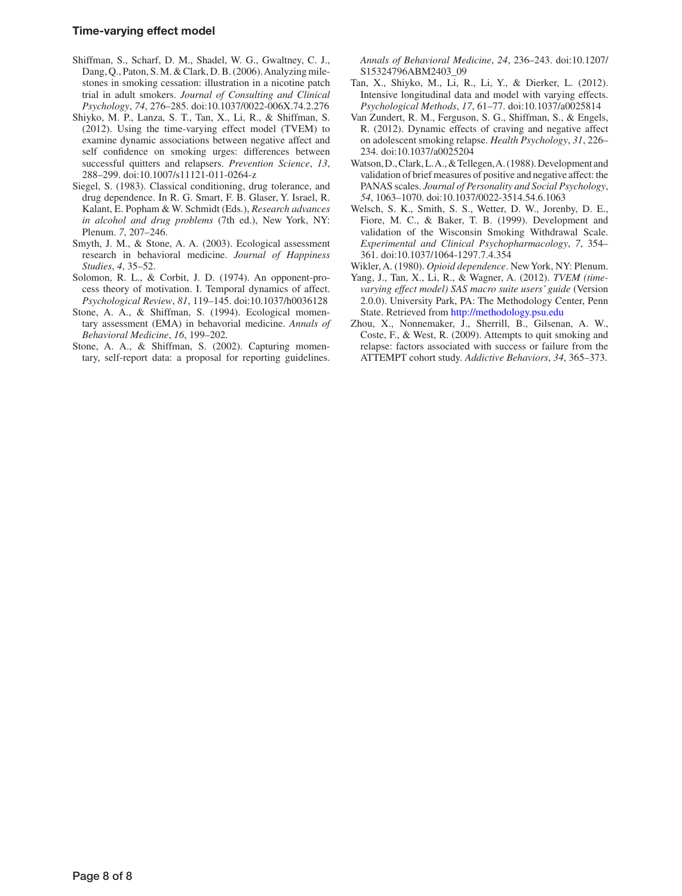Shiffman, S., Scharf, D. M., Shadel, W. G., Gwaltney, C. J., Dang, Q., Paton, S. M. & Clark, D. B. (2006). Analyzing milestones in smoking cessation: illustration in a nicotine patch trial in adult smokers. *Journal of Consulting and Clinical Psychology*, *74*, 276–285. doi:10.1037/0022-006X.74.2.276

Shiyko, M. P., Lanza, S. T., Tan, X., Li, R., & Shiffman, S. (2012). Using the time-varying effect model (TVEM) to examine dynamic associations between negative affect and self confidence on smoking urges: differences between successful quitters and relapsers. *Prevention Science*, *13*, 288–299. doi:10.1007/s11121-011-0264-z

Siegel, S. (1983). Classical conditioning, drug tolerance, and drug dependence. In R. G. Smart, F. B. Glaser, Y. Israel, R. Kalant, E. Popham & W. Schmidt (Eds.), *Research advances in alcohol and drug problems* (7th ed.), New York, NY: Plenum. *7*, 207–246.

Smyth, J. M., & Stone, A. A. (2003). Ecological assessment research in behavioral medicine. *Journal of Happiness Studies*, *4*, 35–52.

Solomon, R. L., & Corbit, J. D. (1974). An opponent-process theory of motivation. I. Temporal dynamics of affect. *Psychological Review*, *81*, 119–145. doi:10.1037/h0036128

Stone, A. A., & Shiffman, S. (1994). Ecological momentary assessment (EMA) in behavorial medicine. *Annals of Behavioral Medicine*, *16*, 199–202.

Stone, A. A., & Shiffman, S. (2002). Capturing momentary, self-report data: a proposal for reporting guidelines. *Annals of Behavioral Medicine*, *24*, 236–243. doi:10.1207/S15324796ABM2403_09

Tan, X., Shiyko, M., Li, R., Li, Y., & Dierker, L. (2012). Intensive longitudinal data and model with varying effects. *Psychological Methods*, *17*, 61–77. doi:10.1037/a0025814

Van Zundert, R. M., Ferguson, S. G., Shiffman, S., & Engels, R. (2012). Dynamic effects of craving and negative affect on adolescent smoking relapse. *Health Psychology*, *31*, 226–234. doi:10.1037/a0025204

Watson, D., Clark, L. A., & Tellegen, A. (1988). Development and validation of brief measures of positive and negative affect: the PANAS scales. *Journal of Personality and Social Psychology*, *54*, 1063–1070. doi:10.1037/0022-3514.54.6.1063

Welsch, S. K., Smith, S. S., Wetter, D. W., Jorenby, D. E., Fiore, M. C., & Baker, T. B. (1999). Development and validation of the Wisconsin Smoking Withdrawal Scale. *Experimental and Clinical Psychopharmacology*, *7*, 354–361. doi:10.1037/1064-1297.7.4.354

Wikler, A. (1980). *Opioid dependence*. New York, NY: Plenum.

Yang, J., Tan, X., Li, R., & Wagner, A. (2012). *TVEM (time-varying effect model) SAS macro suite users' guide* (Version 2.0.0). University Park, PA: The Methodology Center, Penn State. Retrieved from http://methodology.psu.edu

Zhou, X., Nonnemaker, J., Sherrill, B., Gilsenan, A. W., Coste, F., & West, R. (2009). Attempts to quit smoking and relapse: factors associated with success or failure from the ATTEMPT cohort study. *Addictive Behaviors*, *34*, 365–373.